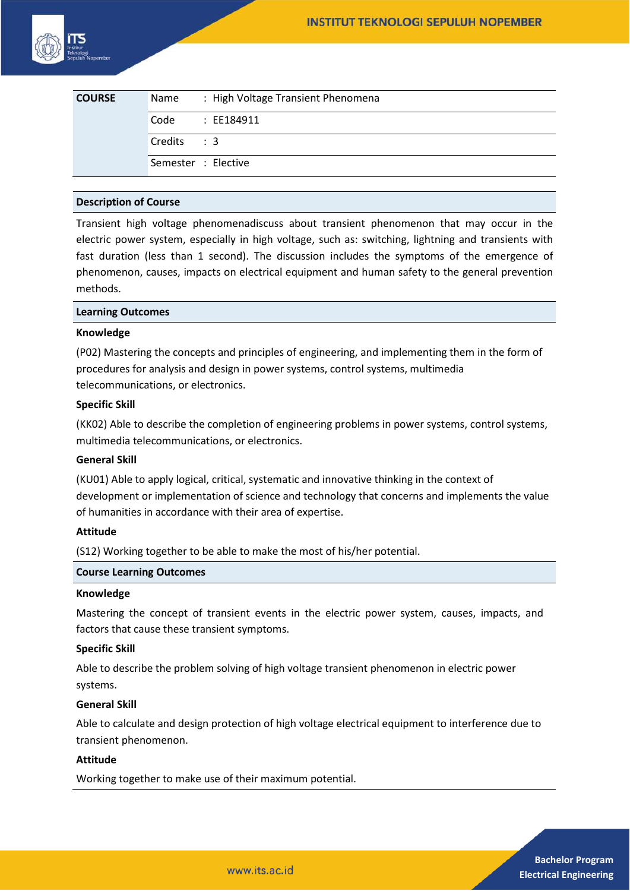| COURSE | Name | : High Voltage Transient Phenomena |
|---|---|---|
| | Code | : EE184911 |
| | Credits | : 3 |
| | Semester | : Elective |

## Description of Course

Transient high voltage phenomenadiscuss about transient phenomenon that may occur in the electric power system, especially in high voltage, such as: switching, lightning and transients with fast duration (less than 1 second). The discussion includes the symptoms of the emergence of phenomenon, causes, impacts on electrical equipment and human safety to the general prevention methods.

## Learning Outcomes

### Knowledge

(P02) Mastering the concepts and principles of engineering, and implementing them in the form of procedures for analysis and design in power systems, control systems, multimedia telecommunications, or electronics.

### Specific Skill

(KK02) Able to describe the completion of engineering problems in power systems, control systems, multimedia telecommunications, or electronics.

### General Skill

(KU01) Able to apply logical, critical, systematic and innovative thinking in the context of development or implementation of science and technology that concerns and implements the value of humanities in accordance with their area of expertise.

### Attitude

(S12) Working together to be able to make the most of his/her potential.

## Course Learning Outcomes

### Knowledge

Mastering the concept of transient events in the electric power system, causes, impacts, and factors that cause these transient symptoms.

### Specific Skill

Able to describe the problem solving of high voltage transient phenomenon in electric power systems.

### General Skill

Able to calculate and design protection of high voltage electrical equipment to interference due to transient phenomenon.

### Attitude

Working together to make use of their maximum potential.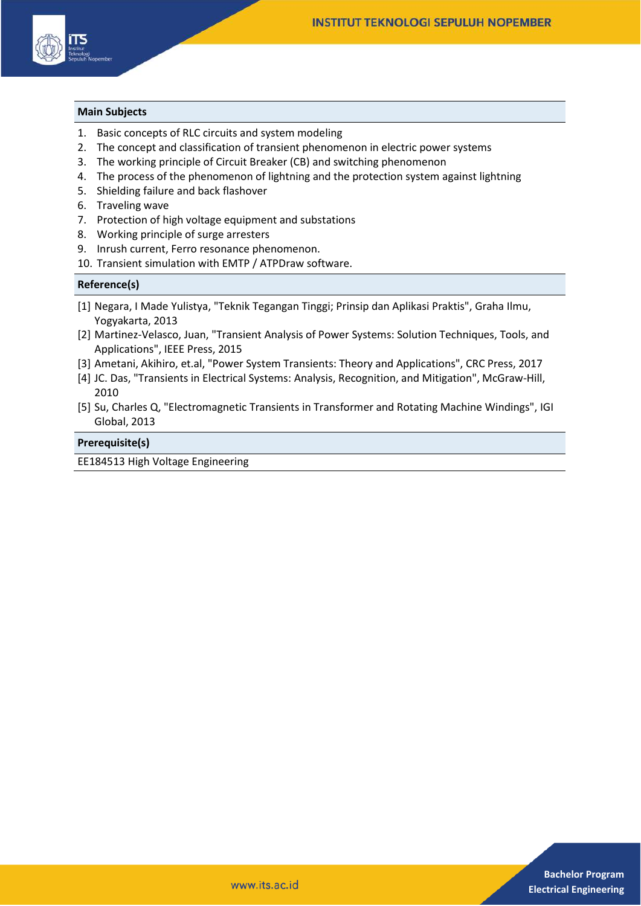## Main Subjects

1. Basic concepts of RLC circuits and system modeling
2. The concept and classification of transient phenomenon in electric power systems
3. The working principle of Circuit Breaker (CB) and switching phenomenon
4. The process of the phenomenon of lightning and the protection system against lightning
5. Shielding failure and back flashover
6. Traveling wave
7. Protection of high voltage equipment and substations
8. Working principle of surge arresters
9. Inrush current, Ferro resonance phenomenon.
10. Transient simulation with EMTP / ATPDraw software.

## Reference(s)

[1] Negara, I Made Yulistya, "Teknik Tegangan Tinggi; Prinsip dan Aplikasi Praktis", Graha Ilmu, Yogyakarta, 2013

[2] Martinez-Velasco, Juan, "Transient Analysis of Power Systems: Solution Techniques, Tools, and Applications", IEEE Press, 2015

[3] Ametani, Akihiro, et.al, "Power System Transients: Theory and Applications", CRC Press, 2017

[4] JC. Das, "Transients in Electrical Systems: Analysis, Recognition, and Mitigation", McGraw-Hill, 2010

[5] Su, Charles Q, "Electromagnetic Transients in Transformer and Rotating Machine Windings", IGI Global, 2013

## Prerequisite(s)

EE184513 High Voltage Engineering